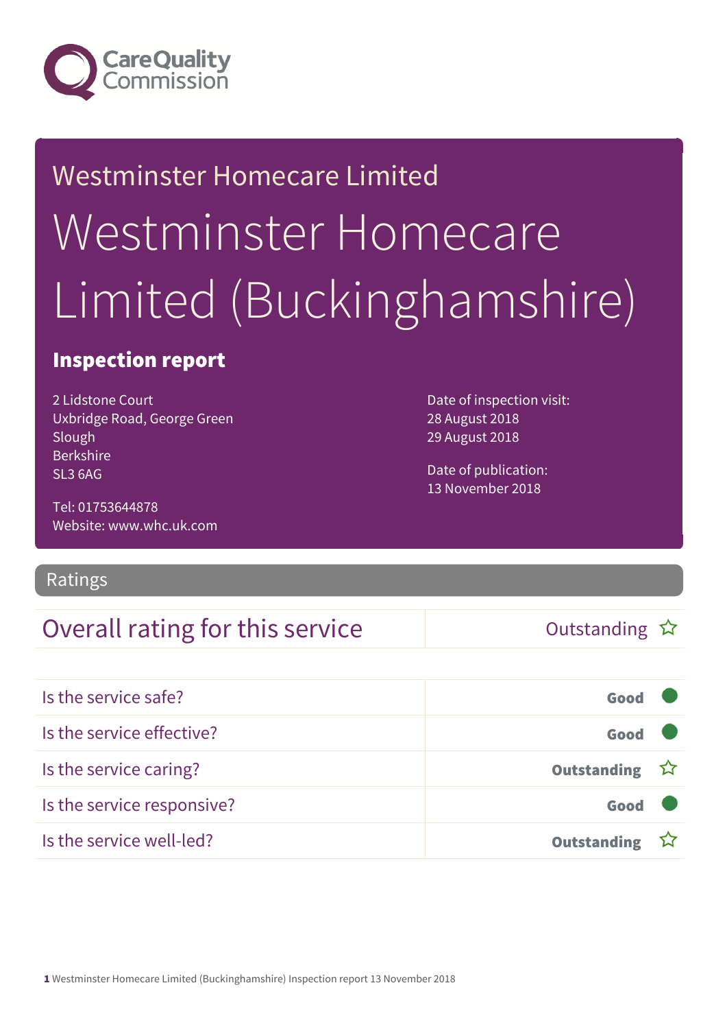Care Quality Commission

Westminster Homecare Limited

# Westminster Homecare Limited (Buckinghamshire)

## Inspection report

2 Lidstone Court
Uxbridge Road, George Green
Slough
Berkshire
SL3 6AG

Tel: 01753644878
Website: www.whc.uk.com

Date of inspection visit:
28 August 2018
29 August 2018

Date of publication:
13 November 2018

## Ratings

| | |
|---|---|
| Overall rating for this service | Outstanding ☆ |

| | |
|---|---|
| Is the service safe? | Good |
| Is the service effective? | Good |
| Is the service caring? | Outstanding ☆ |
| Is the service responsive? | Good |
| Is the service well-led? | Outstanding ☆ |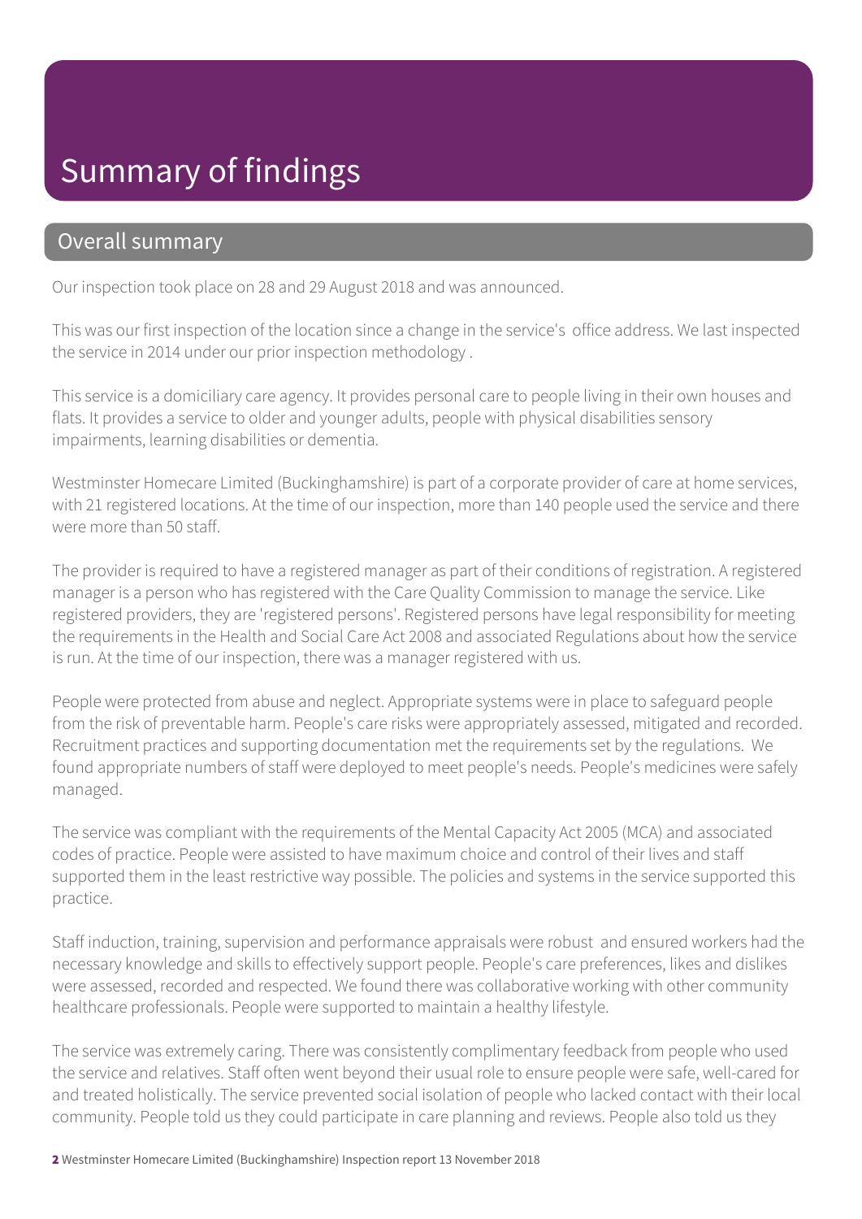# Summary of findings

## Overall summary

Our inspection took place on 28 and 29 August 2018 and was announced.

This was our first inspection of the location since a change in the service's office address. We last inspected the service in 2014 under our prior inspection methodology .

This service is a domiciliary care agency. It provides personal care to people living in their own houses and flats. It provides a service to older and younger adults, people with physical disabilities sensory impairments, learning disabilities or dementia.

Westminster Homecare Limited (Buckinghamshire) is part of a corporate provider of care at home services, with 21 registered locations. At the time of our inspection, more than 140 people used the service and there were more than 50 staff.

The provider is required to have a registered manager as part of their conditions of registration. A registered manager is a person who has registered with the Care Quality Commission to manage the service. Like registered providers, they are 'registered persons'. Registered persons have legal responsibility for meeting the requirements in the Health and Social Care Act 2008 and associated Regulations about how the service is run. At the time of our inspection, there was a manager registered with us.

People were protected from abuse and neglect. Appropriate systems were in place to safeguard people from the risk of preventable harm. People's care risks were appropriately assessed, mitigated and recorded. Recruitment practices and supporting documentation met the requirements set by the regulations. We found appropriate numbers of staff were deployed to meet people's needs. People's medicines were safely managed.

The service was compliant with the requirements of the Mental Capacity Act 2005 (MCA) and associated codes of practice. People were assisted to have maximum choice and control of their lives and staff supported them in the least restrictive way possible. The policies and systems in the service supported this practice.

Staff induction, training, supervision and performance appraisals were robust and ensured workers had the necessary knowledge and skills to effectively support people. People's care preferences, likes and dislikes were assessed, recorded and respected. We found there was collaborative working with other community healthcare professionals. People were supported to maintain a healthy lifestyle.

The service was extremely caring. There was consistently complimentary feedback from people who used the service and relatives. Staff often went beyond their usual role to ensure people were safe, well-cared for and treated holistically. The service prevented social isolation of people who lacked contact with their local community. People told us they could participate in care planning and reviews. People also told us they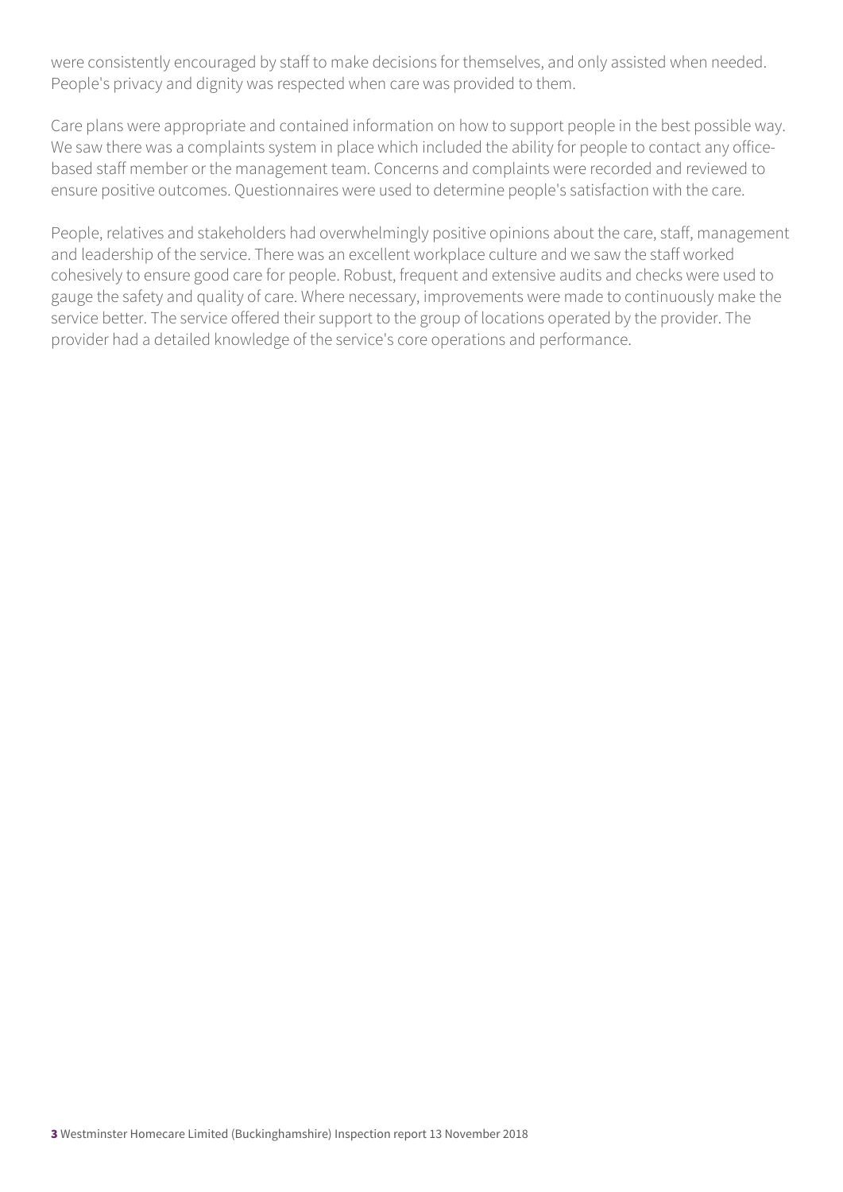were consistently encouraged by staff to make decisions for themselves, and only assisted when needed. People's privacy and dignity was respected when care was provided to them.

Care plans were appropriate and contained information on how to support people in the best possible way. We saw there was a complaints system in place which included the ability for people to contact any office-based staff member or the management team. Concerns and complaints were recorded and reviewed to ensure positive outcomes. Questionnaires were used to determine people's satisfaction with the care.

People, relatives and stakeholders had overwhelmingly positive opinions about the care, staff, management and leadership of the service. There was an excellent workplace culture and we saw the staff worked cohesively to ensure good care for people. Robust, frequent and extensive audits and checks were used to gauge the safety and quality of care. Where necessary, improvements were made to continuously make the service better. The service offered their support to the group of locations operated by the provider. The provider had a detailed knowledge of the service's core operations and performance.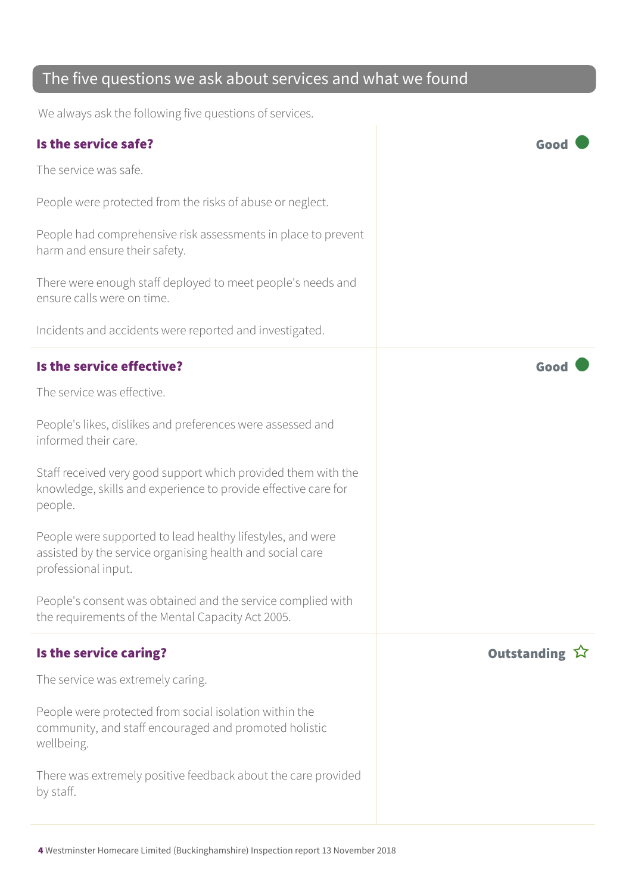## The five questions we ask about services and what we found

We always ask the following five questions of services.

### Is the service safe?

**Good**

The service was safe.

People were protected from the risks of abuse or neglect.

People had comprehensive risk assessments in place to prevent harm and ensure their safety.

There were enough staff deployed to meet people's needs and ensure calls were on time.

Incidents and accidents were reported and investigated.

### Is the service effective?

**Good**

The service was effective.

People's likes, dislikes and preferences were assessed and informed their care.

Staff received very good support which provided them with the knowledge, skills and experience to provide effective care for people.

People were supported to lead healthy lifestyles, and were assisted by the service organising health and social care professional input.

People's consent was obtained and the service complied with the requirements of the Mental Capacity Act 2005.

### Is the service caring?

**Outstanding** ☆

The service was extremely caring.

People were protected from social isolation within the community, and staff encouraged and promoted holistic wellbeing.

There was extremely positive feedback about the care provided by staff.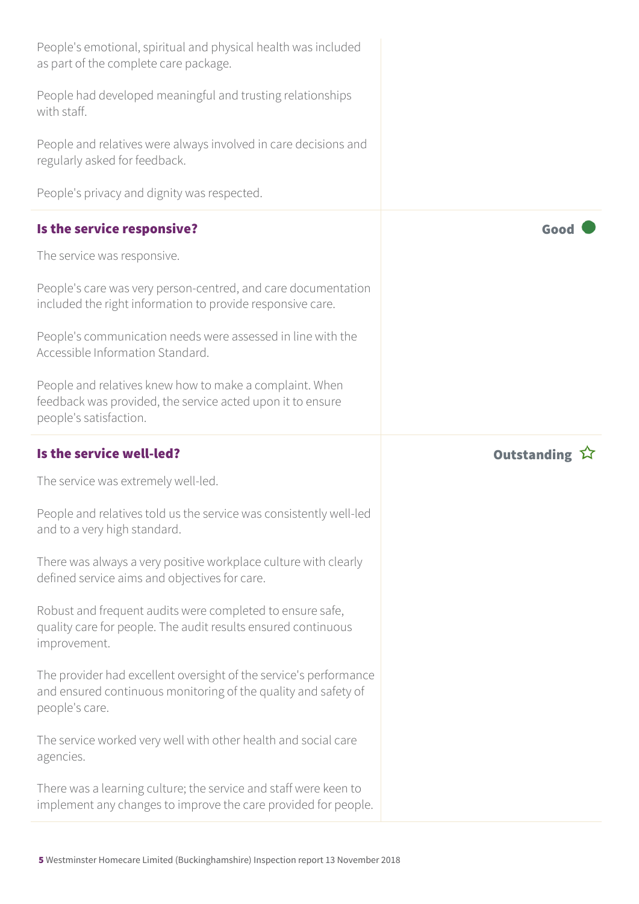People's emotional, spiritual and physical health was included as part of the complete care package.

People had developed meaningful and trusting relationships with staff.

People and relatives were always involved in care decisions and regularly asked for feedback.

People's privacy and dignity was respected.

### Is the service responsive?

**Good**

The service was responsive.

People's care was very person-centred, and care documentation included the right information to provide responsive care.

People's communication needs were assessed in line with the Accessible Information Standard.

People and relatives knew how to make a complaint. When feedback was provided, the service acted upon it to ensure people's satisfaction.

### Is the service well-led?

**Outstanding** ☆

The service was extremely well-led.

People and relatives told us the service was consistently well-led and to a very high standard.

There was always a very positive workplace culture with clearly defined service aims and objectives for care.

Robust and frequent audits were completed to ensure safe, quality care for people. The audit results ensured continuous improvement.

The provider had excellent oversight of the service's performance and ensured continuous monitoring of the quality and safety of people's care.

The service worked very well with other health and social care agencies.

There was a learning culture; the service and staff were keen to implement any changes to improve the care provided for people.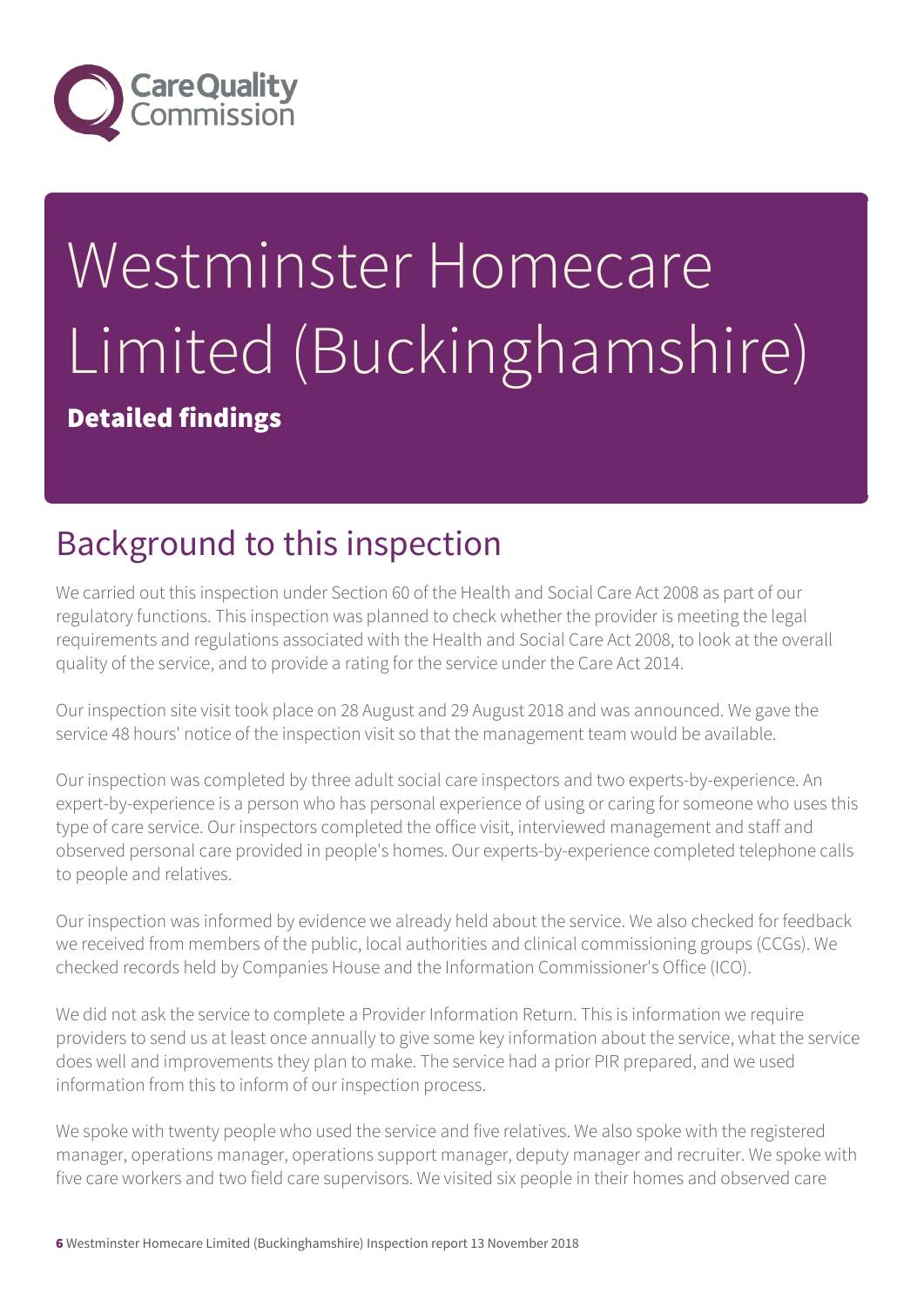# Westminster Homecare Limited (Buckinghamshire)

**Detailed findings**

## Background to this inspection

We carried out this inspection under Section 60 of the Health and Social Care Act 2008 as part of our regulatory functions. This inspection was planned to check whether the provider is meeting the legal requirements and regulations associated with the Health and Social Care Act 2008, to look at the overall quality of the service, and to provide a rating for the service under the Care Act 2014.

Our inspection site visit took place on 28 August and 29 August 2018 and was announced. We gave the service 48 hours' notice of the inspection visit so that the management team would be available.

Our inspection was completed by three adult social care inspectors and two experts-by-experience. An expert-by-experience is a person who has personal experience of using or caring for someone who uses this type of care service. Our inspectors completed the office visit, interviewed management and staff and observed personal care provided in people's homes. Our experts-by-experience completed telephone calls to people and relatives.

Our inspection was informed by evidence we already held about the service. We also checked for feedback we received from members of the public, local authorities and clinical commissioning groups (CCGs). We checked records held by Companies House and the Information Commissioner's Office (ICO).

We did not ask the service to complete a Provider Information Return. This is information we require providers to send us at least once annually to give some key information about the service, what the service does well and improvements they plan to make. The service had a prior PIR prepared, and we used information from this to inform of our inspection process.

We spoke with twenty people who used the service and five relatives. We also spoke with the registered manager, operations manager, operations support manager, deputy manager and recruiter. We spoke with five care workers and two field care supervisors. We visited six people in their homes and observed care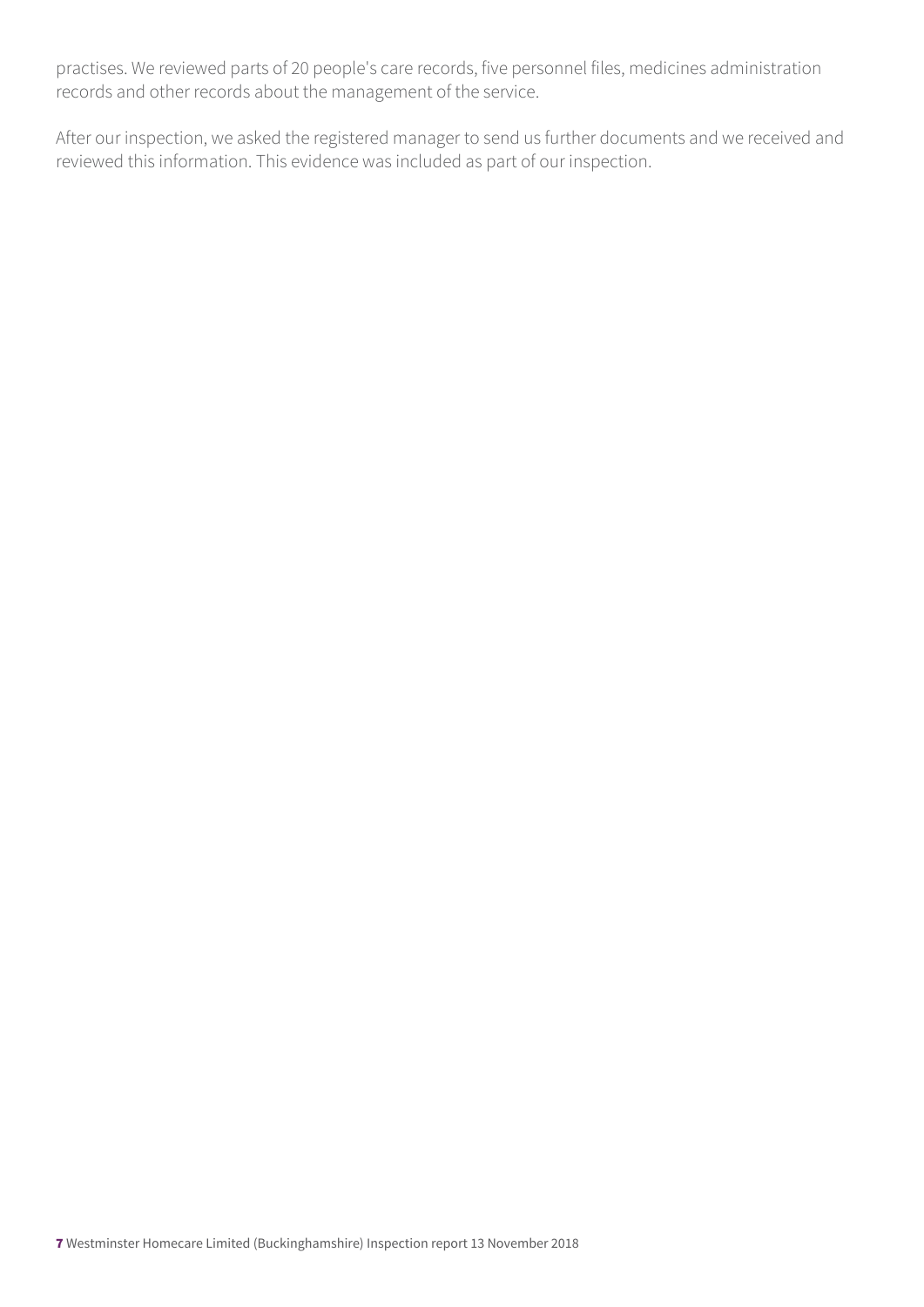practises. We reviewed parts of 20 people's care records, five personnel files, medicines administration records and other records about the management of the service.

After our inspection, we asked the registered manager to send us further documents and we received and reviewed this information. This evidence was included as part of our inspection.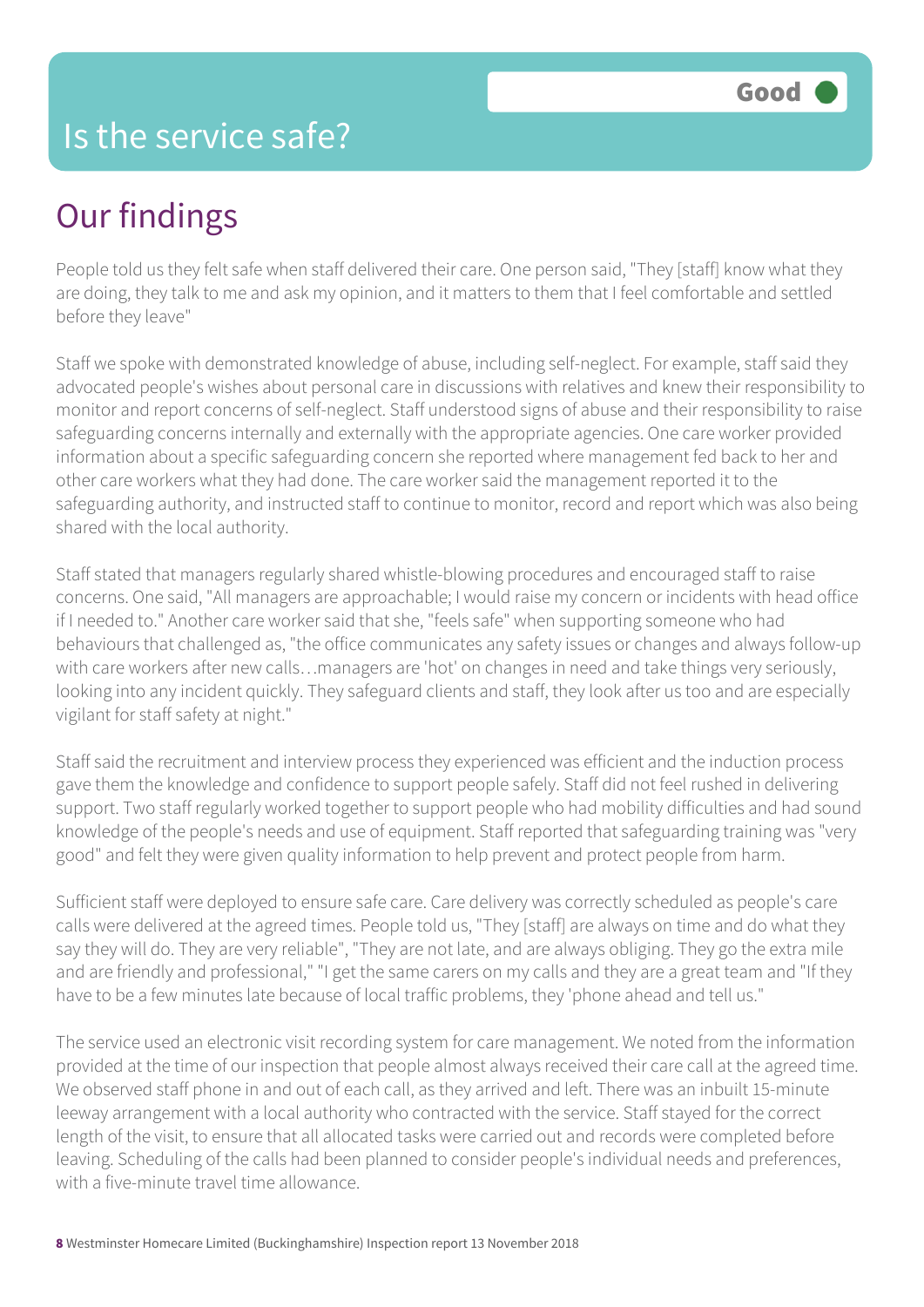# Is the service safe?

**Good**

## Our findings

People told us they felt safe when staff delivered their care. One person said, "They [staff] know what they are doing, they talk to me and ask my opinion, and it matters to them that I feel comfortable and settled before they leave"

Staff we spoke with demonstrated knowledge of abuse, including self-neglect. For example, staff said they advocated people's wishes about personal care in discussions with relatives and knew their responsibility to monitor and report concerns of self-neglect. Staff understood signs of abuse and their responsibility to raise safeguarding concerns internally and externally with the appropriate agencies. One care worker provided information about a specific safeguarding concern she reported where management fed back to her and other care workers what they had done. The care worker said the management reported it to the safeguarding authority, and instructed staff to continue to monitor, record and report which was also being shared with the local authority.

Staff stated that managers regularly shared whistle-blowing procedures and encouraged staff to raise concerns. One said, "All managers are approachable; I would raise my concern or incidents with head office if I needed to." Another care worker said that she, "feels safe" when supporting someone who had behaviours that challenged as, "the office communicates any safety issues or changes and always follow-up with care workers after new calls…managers are 'hot' on changes in need and take things very seriously, looking into any incident quickly. They safeguard clients and staff, they look after us too and are especially vigilant for staff safety at night."

Staff said the recruitment and interview process they experienced was efficient and the induction process gave them the knowledge and confidence to support people safely. Staff did not feel rushed in delivering support. Two staff regularly worked together to support people who had mobility difficulties and had sound knowledge of the people's needs and use of equipment. Staff reported that safeguarding training was "very good" and felt they were given quality information to help prevent and protect people from harm.

Sufficient staff were deployed to ensure safe care. Care delivery was correctly scheduled as people's care calls were delivered at the agreed times. People told us, "They [staff] are always on time and do what they say they will do. They are very reliable", "They are not late, and are always obliging. They go the extra mile and are friendly and professional," "I get the same carers on my calls and they are a great team and "If they have to be a few minutes late because of local traffic problems, they 'phone ahead and tell us."

The service used an electronic visit recording system for care management. We noted from the information provided at the time of our inspection that people almost always received their care call at the agreed time. We observed staff phone in and out of each call, as they arrived and left. There was an inbuilt 15-minute leeway arrangement with a local authority who contracted with the service. Staff stayed for the correct length of the visit, to ensure that all allocated tasks were carried out and records were completed before leaving. Scheduling of the calls had been planned to consider people's individual needs and preferences, with a five-minute travel time allowance.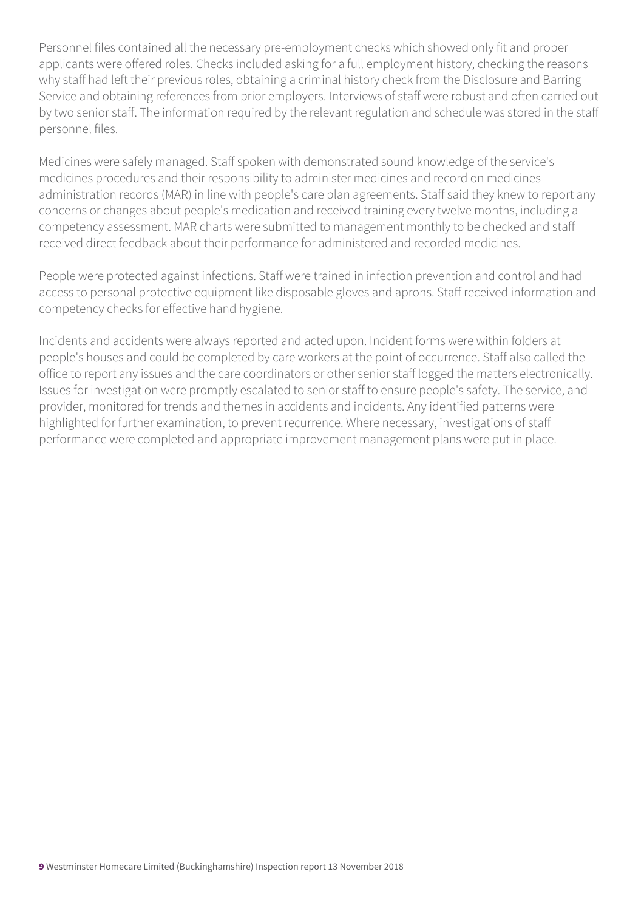Personnel files contained all the necessary pre-employment checks which showed only fit and proper applicants were offered roles. Checks included asking for a full employment history, checking the reasons why staff had left their previous roles, obtaining a criminal history check from the Disclosure and Barring Service and obtaining references from prior employers. Interviews of staff were robust and often carried out by two senior staff. The information required by the relevant regulation and schedule was stored in the staff personnel files.

Medicines were safely managed. Staff spoken with demonstrated sound knowledge of the service's medicines procedures and their responsibility to administer medicines and record on medicines administration records (MAR) in line with people's care plan agreements. Staff said they knew to report any concerns or changes about people's medication and received training every twelve months, including a competency assessment. MAR charts were submitted to management monthly to be checked and staff received direct feedback about their performance for administered and recorded medicines.

People were protected against infections. Staff were trained in infection prevention and control and had access to personal protective equipment like disposable gloves and aprons. Staff received information and competency checks for effective hand hygiene.

Incidents and accidents were always reported and acted upon. Incident forms were within folders at people's houses and could be completed by care workers at the point of occurrence. Staff also called the office to report any issues and the care coordinators or other senior staff logged the matters electronically. Issues for investigation were promptly escalated to senior staff to ensure people's safety. The service, and provider, monitored for trends and themes in accidents and incidents. Any identified patterns were highlighted for further examination, to prevent recurrence. Where necessary, investigations of staff performance were completed and appropriate improvement management plans were put in place.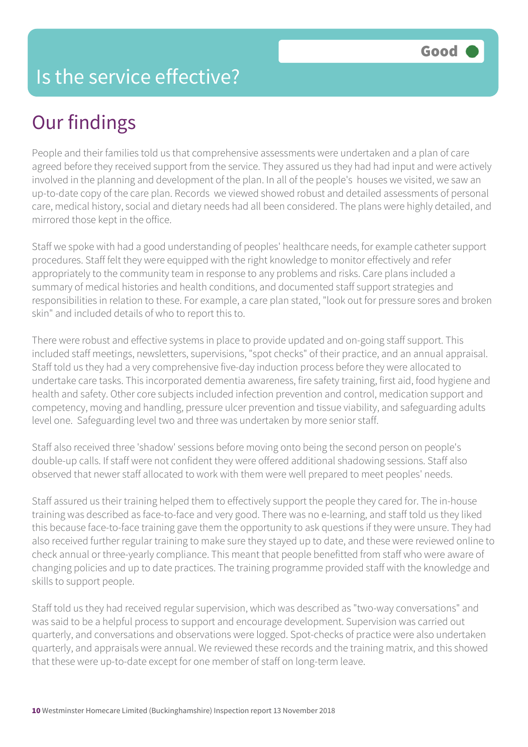# Is the service effective?

Good

## Our findings

People and their families told us that comprehensive assessments were undertaken and a plan of care agreed before they received support from the service. They assured us they had had input and were actively involved in the planning and development of the plan. In all of the people's houses we visited, we saw an up-to-date copy of the care plan. Records we viewed showed robust and detailed assessments of personal care, medical history, social and dietary needs had all been considered. The plans were highly detailed, and mirrored those kept in the office.

Staff we spoke with had a good understanding of peoples' healthcare needs, for example catheter support procedures. Staff felt they were equipped with the right knowledge to monitor effectively and refer appropriately to the community team in response to any problems and risks. Care plans included a summary of medical histories and health conditions, and documented staff support strategies and responsibilities in relation to these. For example, a care plan stated, "look out for pressure sores and broken skin" and included details of who to report this to.

There were robust and effective systems in place to provide updated and on-going staff support. This included staff meetings, newsletters, supervisions, "spot checks" of their practice, and an annual appraisal. Staff told us they had a very comprehensive five-day induction process before they were allocated to undertake care tasks. This incorporated dementia awareness, fire safety training, first aid, food hygiene and health and safety. Other core subjects included infection prevention and control, medication support and competency, moving and handling, pressure ulcer prevention and tissue viability, and safeguarding adults level one. Safeguarding level two and three was undertaken by more senior staff.

Staff also received three 'shadow' sessions before moving onto being the second person on people's double-up calls. If staff were not confident they were offered additional shadowing sessions. Staff also observed that newer staff allocated to work with them were well prepared to meet peoples' needs.

Staff assured us their training helped them to effectively support the people they cared for. The in-house training was described as face-to-face and very good. There was no e-learning, and staff told us they liked this because face-to-face training gave them the opportunity to ask questions if they were unsure. They had also received further regular training to make sure they stayed up to date, and these were reviewed online to check annual or three-yearly compliance. This meant that people benefitted from staff who were aware of changing policies and up to date practices. The training programme provided staff with the knowledge and skills to support people.

Staff told us they had received regular supervision, which was described as "two-way conversations" and was said to be a helpful process to support and encourage development. Supervision was carried out quarterly, and conversations and observations were logged. Spot-checks of practice were also undertaken quarterly, and appraisals were annual. We reviewed these records and the training matrix, and this showed that these were up-to-date except for one member of staff on long-term leave.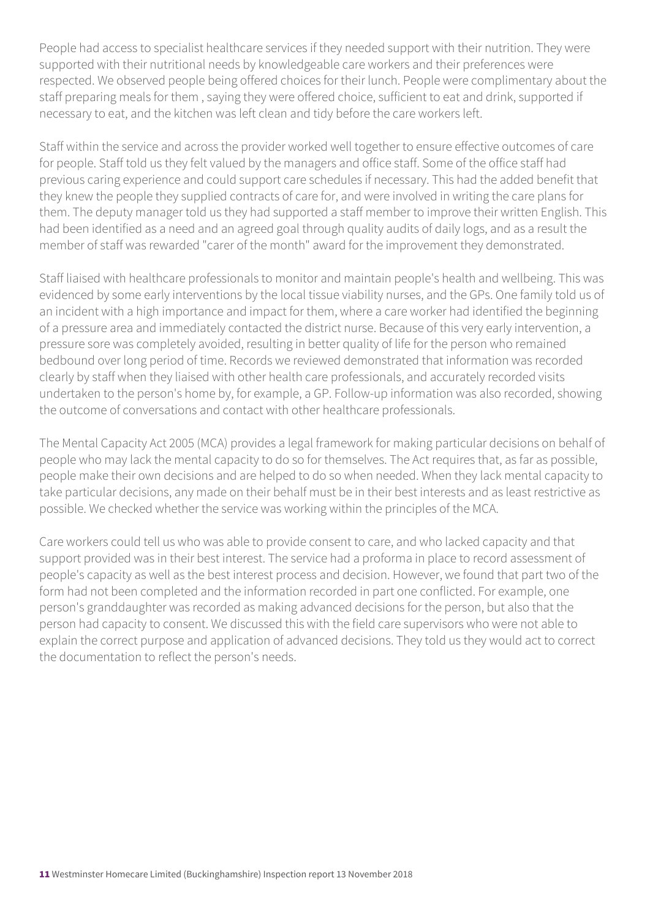People had access to specialist healthcare services if they needed support with their nutrition. They were supported with their nutritional needs by knowledgeable care workers and their preferences were respected. We observed people being offered choices for their lunch. People were complimentary about the staff preparing meals for them , saying they were offered choice, sufficient to eat and drink, supported if necessary to eat, and the kitchen was left clean and tidy before the care workers left.

Staff within the service and across the provider worked well together to ensure effective outcomes of care for people. Staff told us they felt valued by the managers and office staff. Some of the office staff had previous caring experience and could support care schedules if necessary. This had the added benefit that they knew the people they supplied contracts of care for, and were involved in writing the care plans for them. The deputy manager told us they had supported a staff member to improve their written English. This had been identified as a need and an agreed goal through quality audits of daily logs, and as a result the member of staff was rewarded "carer of the month" award for the improvement they demonstrated.

Staff liaised with healthcare professionals to monitor and maintain people's health and wellbeing. This was evidenced by some early interventions by the local tissue viability nurses, and the GPs. One family told us of an incident with a high importance and impact for them, where a care worker had identified the beginning of a pressure area and immediately contacted the district nurse. Because of this very early intervention, a pressure sore was completely avoided, resulting in better quality of life for the person who remained bedbound over long period of time. Records we reviewed demonstrated that information was recorded clearly by staff when they liaised with other health care professionals, and accurately recorded visits undertaken to the person's home by, for example, a GP. Follow-up information was also recorded, showing the outcome of conversations and contact with other healthcare professionals.

The Mental Capacity Act 2005 (MCA) provides a legal framework for making particular decisions on behalf of people who may lack the mental capacity to do so for themselves. The Act requires that, as far as possible, people make their own decisions and are helped to do so when needed. When they lack mental capacity to take particular decisions, any made on their behalf must be in their best interests and as least restrictive as possible. We checked whether the service was working within the principles of the MCA.

Care workers could tell us who was able to provide consent to care, and who lacked capacity and that support provided was in their best interest. The service had a proforma in place to record assessment of people's capacity as well as the best interest process and decision. However, we found that part two of the form had not been completed and the information recorded in part one conflicted. For example, one person's granddaughter was recorded as making advanced decisions for the person, but also that the person had capacity to consent. We discussed this with the field care supervisors who were not able to explain the correct purpose and application of advanced decisions. They told us they would act to correct the documentation to reflect the person's needs.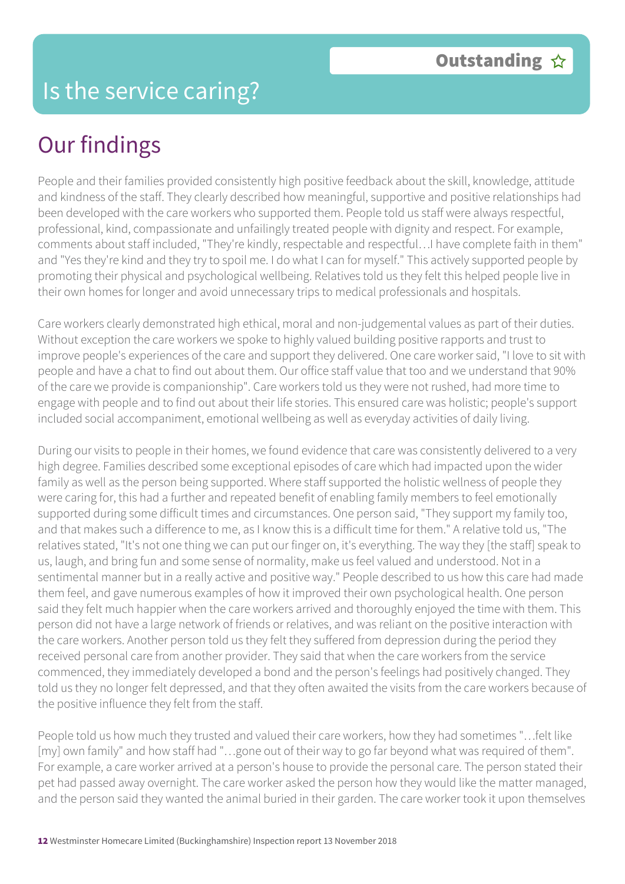# Is the service caring?

**Outstanding ☆**

## Our findings

People and their families provided consistently high positive feedback about the skill, knowledge, attitude and kindness of the staff. They clearly described how meaningful, supportive and positive relationships had been developed with the care workers who supported them. People told us staff were always respectful, professional, kind, compassionate and unfailingly treated people with dignity and respect. For example, comments about staff included, "They're kindly, respectable and respectful…I have complete faith in them" and "Yes they're kind and they try to spoil me. I do what I can for myself." This actively supported people by promoting their physical and psychological wellbeing. Relatives told us they felt this helped people live in their own homes for longer and avoid unnecessary trips to medical professionals and hospitals.

Care workers clearly demonstrated high ethical, moral and non-judgemental values as part of their duties. Without exception the care workers we spoke to highly valued building positive rapports and trust to improve people's experiences of the care and support they delivered. One care worker said, "I love to sit with people and have a chat to find out about them. Our office staff value that too and we understand that 90% of the care we provide is companionship". Care workers told us they were not rushed, had more time to engage with people and to find out about their life stories. This ensured care was holistic; people's support included social accompaniment, emotional wellbeing as well as everyday activities of daily living.

During our visits to people in their homes, we found evidence that care was consistently delivered to a very high degree. Families described some exceptional episodes of care which had impacted upon the wider family as well as the person being supported. Where staff supported the holistic wellness of people they were caring for, this had a further and repeated benefit of enabling family members to feel emotionally supported during some difficult times and circumstances. One person said, "They support my family too, and that makes such a difference to me, as I know this is a difficult time for them." A relative told us, "The relatives stated, "It's not one thing we can put our finger on, it's everything. The way they [the staff] speak to us, laugh, and bring fun and some sense of normality, make us feel valued and understood. Not in a sentimental manner but in a really active and positive way." People described to us how this care had made them feel, and gave numerous examples of how it improved their own psychological health. One person said they felt much happier when the care workers arrived and thoroughly enjoyed the time with them. This person did not have a large network of friends or relatives, and was reliant on the positive interaction with the care workers. Another person told us they felt they suffered from depression during the period they received personal care from another provider. They said that when the care workers from the service commenced, they immediately developed a bond and the person's feelings had positively changed. They told us they no longer felt depressed, and that they often awaited the visits from the care workers because of the positive influence they felt from the staff.

People told us how much they trusted and valued their care workers, how they had sometimes "…felt like [my] own family" and how staff had "…gone out of their way to go far beyond what was required of them". For example, a care worker arrived at a person's house to provide the personal care. The person stated their pet had passed away overnight. The care worker asked the person how they would like the matter managed, and the person said they wanted the animal buried in their garden. The care worker took it upon themselves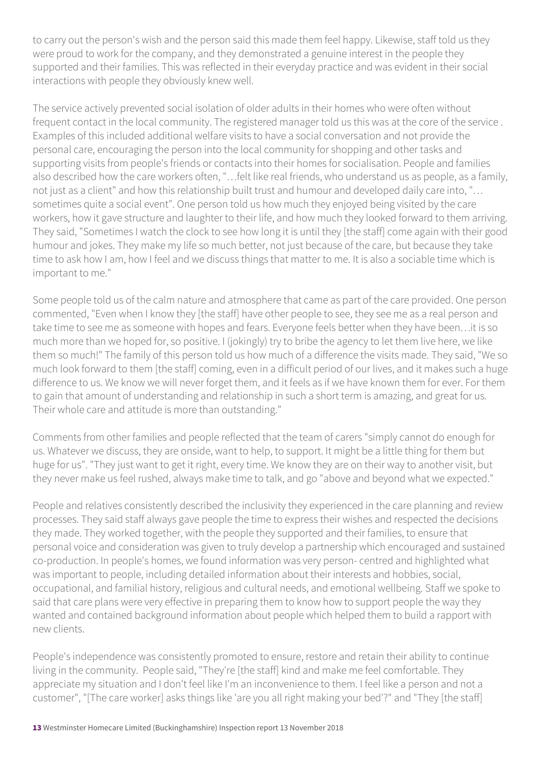to carry out the person's wish and the person said this made them feel happy. Likewise, staff told us they were proud to work for the company, and they demonstrated a genuine interest in the people they supported and their families. This was reflected in their everyday practice and was evident in their social interactions with people they obviously knew well.

The service actively prevented social isolation of older adults in their homes who were often without frequent contact in the local community. The registered manager told us this was at the core of the service . Examples of this included additional welfare visits to have a social conversation and not provide the personal care, encouraging the person into the local community for shopping and other tasks and supporting visits from people's friends or contacts into their homes for socialisation. People and families also described how the care workers often, "…felt like real friends, who understand us as people, as a family, not just as a client" and how this relationship built trust and humour and developed daily care into, "…sometimes quite a social event". One person told us how much they enjoyed being visited by the care workers, how it gave structure and laughter to their life, and how much they looked forward to them arriving. They said, "Sometimes I watch the clock to see how long it is until they [the staff] come again with their good humour and jokes. They make my life so much better, not just because of the care, but because they take time to ask how I am, how I feel and we discuss things that matter to me. It is also a sociable time which is important to me."

Some people told us of the calm nature and atmosphere that came as part of the care provided. One person commented, "Even when I know they [the staff] have other people to see, they see me as a real person and take time to see me as someone with hopes and fears. Everyone feels better when they have been…it is so much more than we hoped for, so positive. I (jokingly) try to bribe the agency to let them live here, we like them so much!" The family of this person told us how much of a difference the visits made. They said, "We so much look forward to them [the staff] coming, even in a difficult period of our lives, and it makes such a huge difference to us. We know we will never forget them, and it feels as if we have known them for ever. For them to gain that amount of understanding and relationship in such a short term is amazing, and great for us. Their whole care and attitude is more than outstanding."

Comments from other families and people reflected that the team of carers "simply cannot do enough for us. Whatever we discuss, they are onside, want to help, to support. It might be a little thing for them but huge for us". "They just want to get it right, every time. We know they are on their way to another visit, but they never make us feel rushed, always make time to talk, and go "above and beyond what we expected."

People and relatives consistently described the inclusivity they experienced in the care planning and review processes. They said staff always gave people the time to express their wishes and respected the decisions they made. They worked together, with the people they supported and their families, to ensure that personal voice and consideration was given to truly develop a partnership which encouraged and sustained co-production. In people's homes, we found information was very person- centred and highlighted what was important to people, including detailed information about their interests and hobbies, social, occupational, and familial history, religious and cultural needs, and emotional wellbeing. Staff we spoke to said that care plans were very effective in preparing them to know how to support people the way they wanted and contained background information about people which helped them to build a rapport with new clients.

People's independence was consistently promoted to ensure, restore and retain their ability to continue living in the community. People said, "They're [the staff] kind and make me feel comfortable. They appreciate my situation and I don't feel like I'm an inconvenience to them. I feel like a person and not a customer", "[The care worker] asks things like 'are you all right making your bed'?" and "They [the staff]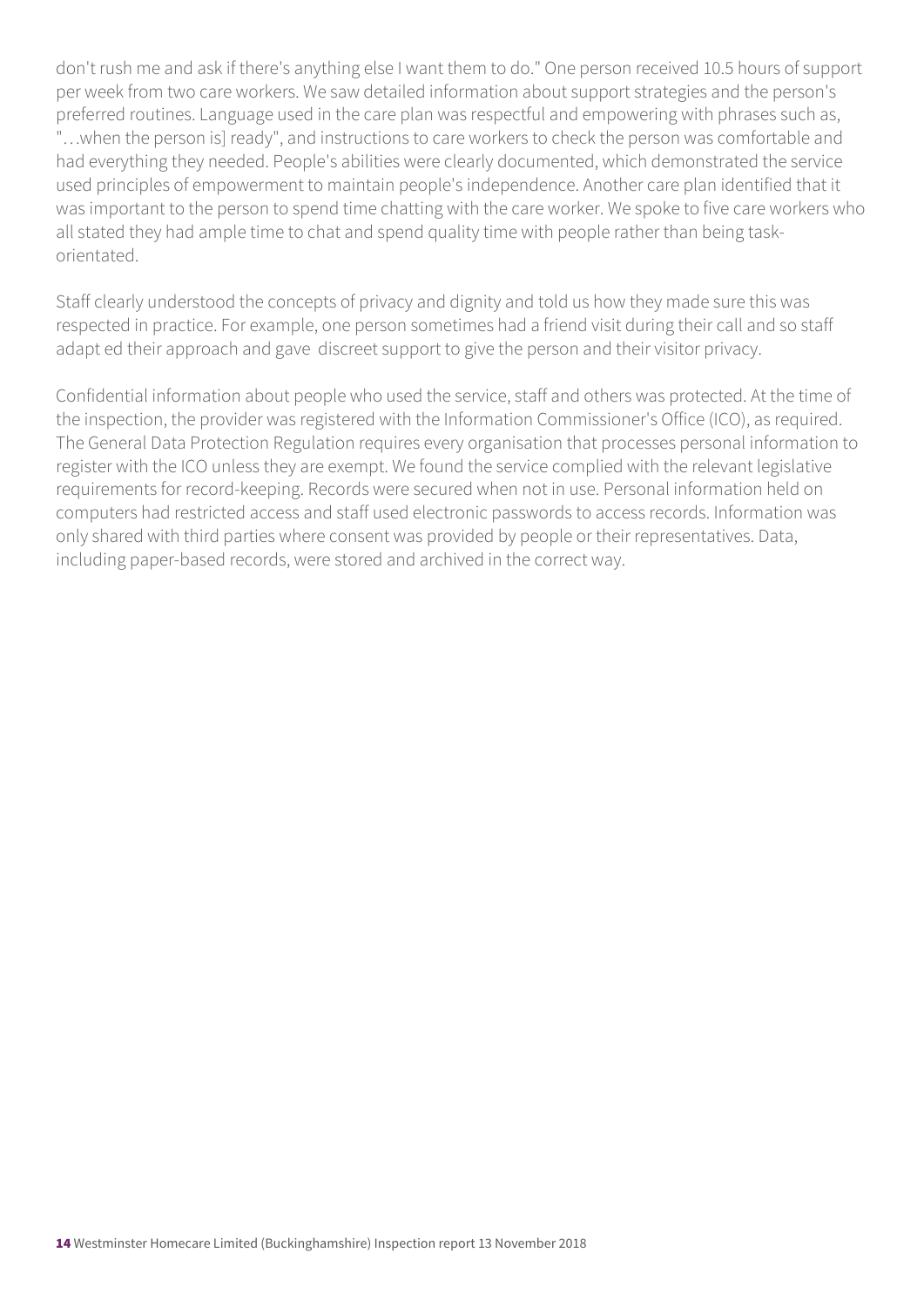don't rush me and ask if there's anything else I want them to do." One person received 10.5 hours of support per week from two care workers. We saw detailed information about support strategies and the person's preferred routines. Language used in the care plan was respectful and empowering with phrases such as, "…when the person is] ready", and instructions to care workers to check the person was comfortable and had everything they needed. People's abilities were clearly documented, which demonstrated the service used principles of empowerment to maintain people's independence. Another care plan identified that it was important to the person to spend time chatting with the care worker. We spoke to five care workers who all stated they had ample time to chat and spend quality time with people rather than being task-orientated.

Staff clearly understood the concepts of privacy and dignity and told us how they made sure this was respected in practice. For example, one person sometimes had a friend visit during their call and so staff adapt ed their approach and gave discreet support to give the person and their visitor privacy.

Confidential information about people who used the service, staff and others was protected. At the time of the inspection, the provider was registered with the Information Commissioner's Office (ICO), as required. The General Data Protection Regulation requires every organisation that processes personal information to register with the ICO unless they are exempt. We found the service complied with the relevant legislative requirements for record-keeping. Records were secured when not in use. Personal information held on computers had restricted access and staff used electronic passwords to access records. Information was only shared with third parties where consent was provided by people or their representatives. Data, including paper-based records, were stored and archived in the correct way.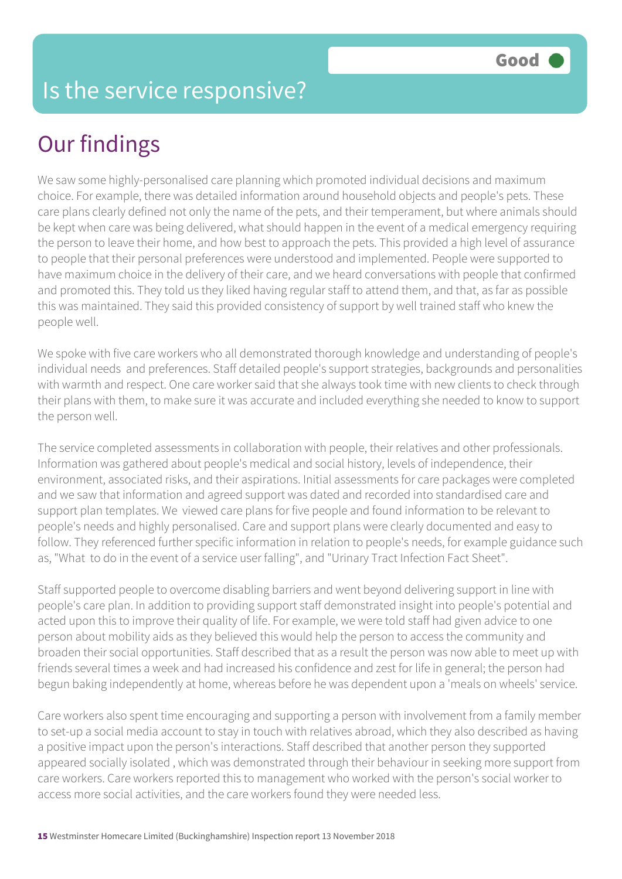# Is the service responsive?

Good

## Our findings

We saw some highly-personalised care planning which promoted individual decisions and maximum choice. For example, there was detailed information around household objects and people's pets. These care plans clearly defined not only the name of the pets, and their temperament, but where animals should be kept when care was being delivered, what should happen in the event of a medical emergency requiring the person to leave their home, and how best to approach the pets. This provided a high level of assurance to people that their personal preferences were understood and implemented. People were supported to have maximum choice in the delivery of their care, and we heard conversations with people that confirmed and promoted this. They told us they liked having regular staff to attend them, and that, as far as possible this was maintained. They said this provided consistency of support by well trained staff who knew the people well.

We spoke with five care workers who all demonstrated thorough knowledge and understanding of people's individual needs and preferences. Staff detailed people's support strategies, backgrounds and personalities with warmth and respect. One care worker said that she always took time with new clients to check through their plans with them, to make sure it was accurate and included everything she needed to know to support the person well.

The service completed assessments in collaboration with people, their relatives and other professionals. Information was gathered about people's medical and social history, levels of independence, their environment, associated risks, and their aspirations. Initial assessments for care packages were completed and we saw that information and agreed support was dated and recorded into standardised care and support plan templates. We viewed care plans for five people and found information to be relevant to people's needs and highly personalised. Care and support plans were clearly documented and easy to follow. They referenced further specific information in relation to people's needs, for example guidance such as, "What to do in the event of a service user falling", and "Urinary Tract Infection Fact Sheet".

Staff supported people to overcome disabling barriers and went beyond delivering support in line with people's care plan. In addition to providing support staff demonstrated insight into people's potential and acted upon this to improve their quality of life. For example, we were told staff had given advice to one person about mobility aids as they believed this would help the person to access the community and broaden their social opportunities. Staff described that as a result the person was now able to meet up with friends several times a week and had increased his confidence and zest for life in general; the person had begun baking independently at home, whereas before he was dependent upon a 'meals on wheels' service.

Care workers also spent time encouraging and supporting a person with involvement from a family member to set-up a social media account to stay in touch with relatives abroad, which they also described as having a positive impact upon the person's interactions. Staff described that another person they supported appeared socially isolated , which was demonstrated through their behaviour in seeking more support from care workers. Care workers reported this to management who worked with the person's social worker to access more social activities, and the care workers found they were needed less.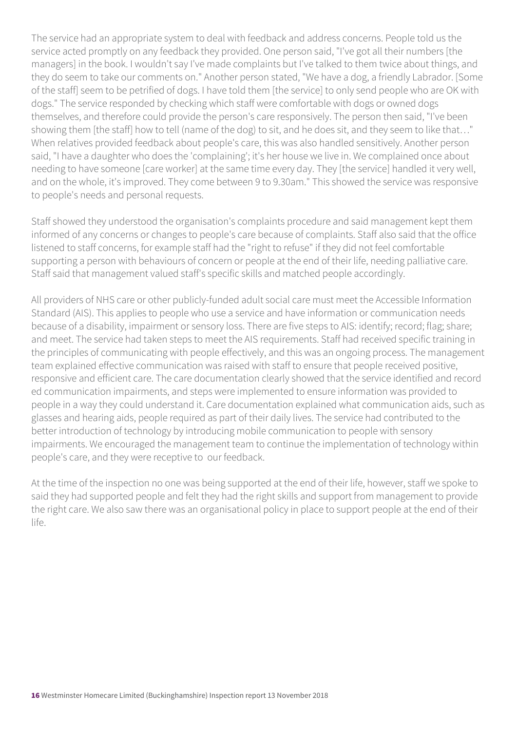The service had an appropriate system to deal with feedback and address concerns. People told us the service acted promptly on any feedback they provided. One person said, "I've got all their numbers [the managers] in the book. I wouldn't say I've made complaints but I've talked to them twice about things, and they do seem to take our comments on." Another person stated, "We have a dog, a friendly Labrador. [Some of the staff] seem to be petrified of dogs. I have told them [the service] to only send people who are OK with dogs." The service responded by checking which staff were comfortable with dogs or owned dogs themselves, and therefore could provide the person's care responsively. The person then said, "I've been showing them [the staff] how to tell (name of the dog) to sit, and he does sit, and they seem to like that…" When relatives provided feedback about people's care, this was also handled sensitively. Another person said, "I have a daughter who does the 'complaining'; it's her house we live in. We complained once about needing to have someone [care worker] at the same time every day. They [the service] handled it very well, and on the whole, it's improved. They come between 9 to 9.30am." This showed the service was responsive to people's needs and personal requests.

Staff showed they understood the organisation's complaints procedure and said management kept them informed of any concerns or changes to people's care because of complaints. Staff also said that the office listened to staff concerns, for example staff had the "right to refuse" if they did not feel comfortable supporting a person with behaviours of concern or people at the end of their life, needing palliative care. Staff said that management valued staff's specific skills and matched people accordingly.

All providers of NHS care or other publicly-funded adult social care must meet the Accessible Information Standard (AIS). This applies to people who use a service and have information or communication needs because of a disability, impairment or sensory loss. There are five steps to AIS: identify; record; flag; share; and meet. The service had taken steps to meet the AIS requirements. Staff had received specific training in the principles of communicating with people effectively, and this was an ongoing process. The management team explained effective communication was raised with staff to ensure that people received positive, responsive and efficient care. The care documentation clearly showed that the service identified and record ed communication impairments, and steps were implemented to ensure information was provided to people in a way they could understand it. Care documentation explained what communication aids, such as glasses and hearing aids, people required as part of their daily lives. The service had contributed to the better introduction of technology by introducing mobile communication to people with sensory impairments. We encouraged the management team to continue the implementation of technology within people's care, and they were receptive to our feedback.

At the time of the inspection no one was being supported at the end of their life, however, staff we spoke to said they had supported people and felt they had the right skills and support from management to provide the right care. We also saw there was an organisational policy in place to support people at the end of their life.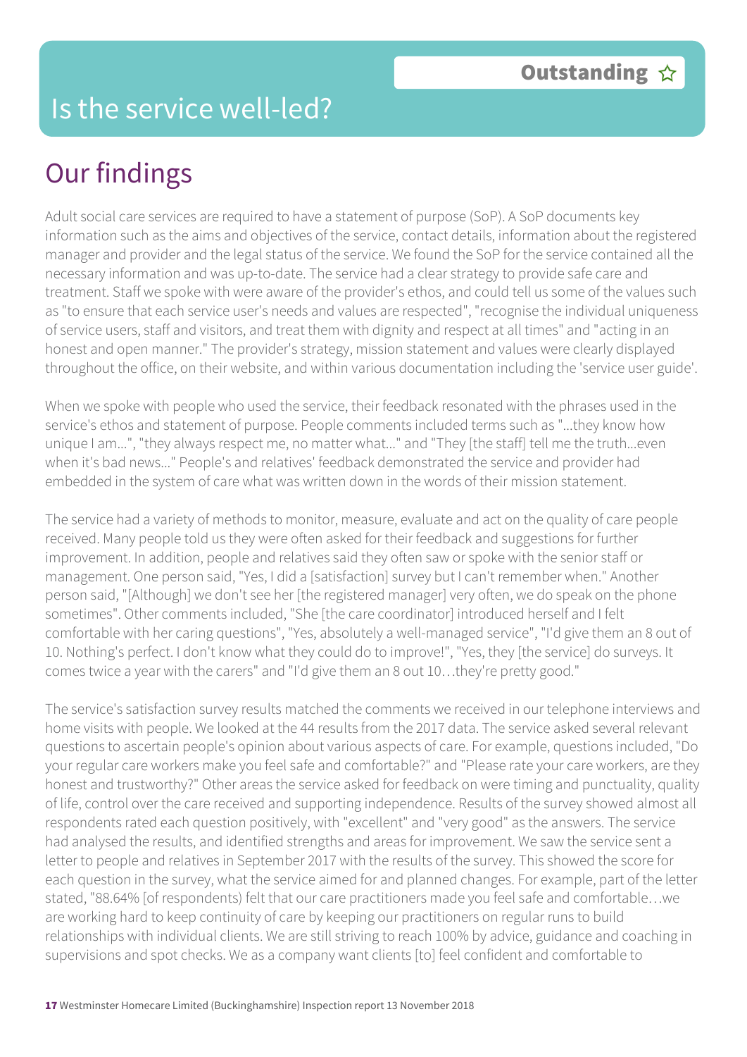# Is the service well-led?

**Outstanding** ☆

## Our findings

Adult social care services are required to have a statement of purpose (SoP). A SoP documents key information such as the aims and objectives of the service, contact details, information about the registered manager and provider and the legal status of the service. We found the SoP for the service contained all the necessary information and was up-to-date. The service had a clear strategy to provide safe care and treatment. Staff we spoke with were aware of the provider's ethos, and could tell us some of the values such as "to ensure that each service user's needs and values are respected", "recognise the individual uniqueness of service users, staff and visitors, and treat them with dignity and respect at all times" and "acting in an honest and open manner." The provider's strategy, mission statement and values were clearly displayed throughout the office, on their website, and within various documentation including the 'service user guide'.

When we spoke with people who used the service, their feedback resonated with the phrases used in the service's ethos and statement of purpose. People comments included terms such as "...they know how unique I am...", "they always respect me, no matter what..." and "They [the staff] tell me the truth...even when it's bad news..." People's and relatives' feedback demonstrated the service and provider had embedded in the system of care what was written down in the words of their mission statement.

The service had a variety of methods to monitor, measure, evaluate and act on the quality of care people received. Many people told us they were often asked for their feedback and suggestions for further improvement. In addition, people and relatives said they often saw or spoke with the senior staff or management. One person said, "Yes, I did a [satisfaction] survey but I can't remember when." Another person said, "[Although] we don't see her [the registered manager] very often, we do speak on the phone sometimes". Other comments included, "She [the care coordinator] introduced herself and I felt comfortable with her caring questions", "Yes, absolutely a well-managed service", "I'd give them an 8 out of 10. Nothing's perfect. I don't know what they could do to improve!", "Yes, they [the service] do surveys. It comes twice a year with the carers" and "I'd give them an 8 out 10…they're pretty good."

The service's satisfaction survey results matched the comments we received in our telephone interviews and home visits with people. We looked at the 44 results from the 2017 data. The service asked several relevant questions to ascertain people's opinion about various aspects of care. For example, questions included, "Do your regular care workers make you feel safe and comfortable?" and "Please rate your care workers, are they honest and trustworthy?" Other areas the service asked for feedback on were timing and punctuality, quality of life, control over the care received and supporting independence. Results of the survey showed almost all respondents rated each question positively, with "excellent" and "very good" as the answers. The service had analysed the results, and identified strengths and areas for improvement. We saw the service sent a letter to people and relatives in September 2017 with the results of the survey. This showed the score for each question in the survey, what the service aimed for and planned changes. For example, part of the letter stated, "88.64% [of respondents] felt that our care practitioners made you feel safe and comfortable…we are working hard to keep continuity of care by keeping our practitioners on regular runs to build relationships with individual clients. We are still striving to reach 100% by advice, guidance and coaching in supervisions and spot checks. We as a company want clients [to] feel confident and comfortable to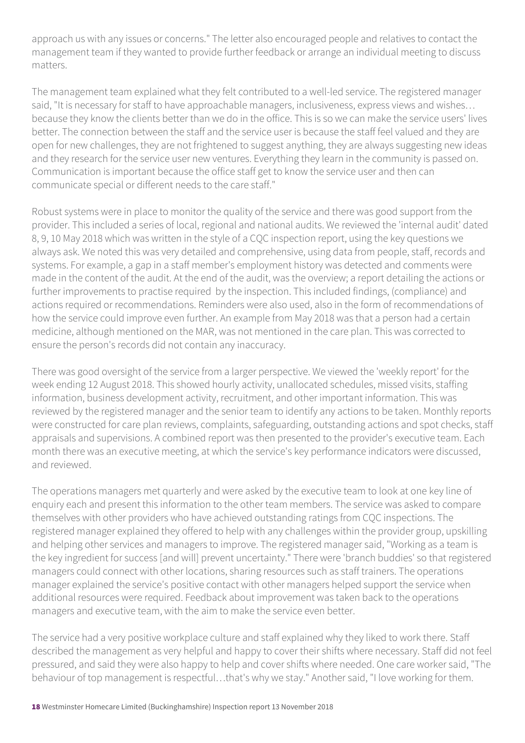approach us with any issues or concerns." The letter also encouraged people and relatives to contact the management team if they wanted to provide further feedback or arrange an individual meeting to discuss matters.

The management team explained what they felt contributed to a well-led service. The registered manager said, "It is necessary for staff to have approachable managers, inclusiveness, express views and wishes… because they know the clients better than we do in the office. This is so we can make the service users' lives better. The connection between the staff and the service user is because the staff feel valued and they are open for new challenges, they are not frightened to suggest anything, they are always suggesting new ideas and they research for the service user new ventures. Everything they learn in the community is passed on. Communication is important because the office staff get to know the service user and then can communicate special or different needs to the care staff."

Robust systems were in place to monitor the quality of the service and there was good support from the provider. This included a series of local, regional and national audits. We reviewed the 'internal audit' dated 8, 9, 10 May 2018 which was written in the style of a CQC inspection report, using the key questions we always ask. We noted this was very detailed and comprehensive, using data from people, staff, records and systems. For example, a gap in a staff member's employment history was detected and comments were made in the content of the audit. At the end of the audit, was the overview; a report detailing the actions or further improvements to practise required by the inspection. This included findings, (compliance) and actions required or recommendations. Reminders were also used, also in the form of recommendations of how the service could improve even further. An example from May 2018 was that a person had a certain medicine, although mentioned on the MAR, was not mentioned in the care plan. This was corrected to ensure the person's records did not contain any inaccuracy.

There was good oversight of the service from a larger perspective. We viewed the 'weekly report' for the week ending 12 August 2018. This showed hourly activity, unallocated schedules, missed visits, staffing information, business development activity, recruitment, and other important information. This was reviewed by the registered manager and the senior team to identify any actions to be taken. Monthly reports were constructed for care plan reviews, complaints, safeguarding, outstanding actions and spot checks, staff appraisals and supervisions. A combined report was then presented to the provider's executive team. Each month there was an executive meeting, at which the service's key performance indicators were discussed, and reviewed.

The operations managers met quarterly and were asked by the executive team to look at one key line of enquiry each and present this information to the other team members. The service was asked to compare themselves with other providers who have achieved outstanding ratings from CQC inspections. The registered manager explained they offered to help with any challenges within the provider group, upskilling and helping other services and managers to improve. The registered manager said, "Working as a team is the key ingredient for success [and will] prevent uncertainty." There were 'branch buddies' so that registered managers could connect with other locations, sharing resources such as staff trainers. The operations manager explained the service's positive contact with other managers helped support the service when additional resources were required. Feedback about improvement was taken back to the operations managers and executive team, with the aim to make the service even better.

The service had a very positive workplace culture and staff explained why they liked to work there. Staff described the management as very helpful and happy to cover their shifts where necessary. Staff did not feel pressured, and said they were also happy to help and cover shifts where needed. One care worker said, "The behaviour of top management is respectful…that's why we stay." Another said, "I love working for them.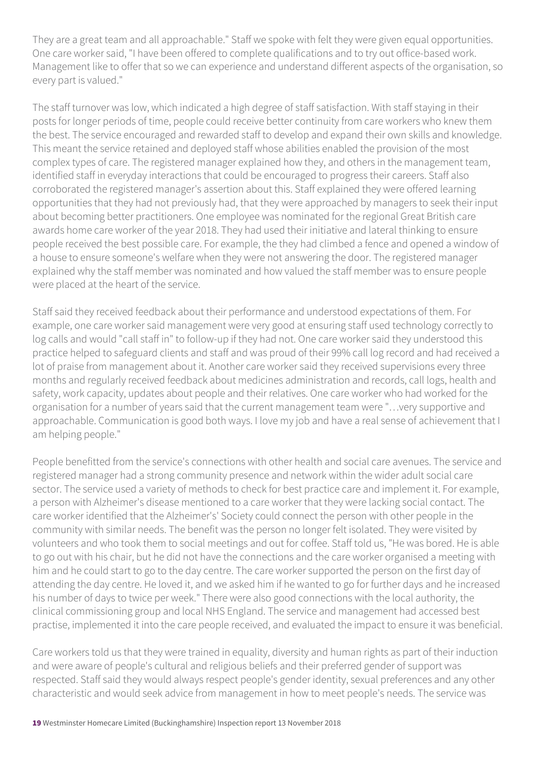They are a great team and all approachable." Staff we spoke with felt they were given equal opportunities. One care worker said, "I have been offered to complete qualifications and to try out office-based work. Management like to offer that so we can experience and understand different aspects of the organisation, so every part is valued."

The staff turnover was low, which indicated a high degree of staff satisfaction. With staff staying in their posts for longer periods of time, people could receive better continuity from care workers who knew them the best. The service encouraged and rewarded staff to develop and expand their own skills and knowledge. This meant the service retained and deployed staff whose abilities enabled the provision of the most complex types of care. The registered manager explained how they, and others in the management team, identified staff in everyday interactions that could be encouraged to progress their careers. Staff also corroborated the registered manager's assertion about this. Staff explained they were offered learning opportunities that they had not previously had, that they were approached by managers to seek their input about becoming better practitioners. One employee was nominated for the regional Great British care awards home care worker of the year 2018. They had used their initiative and lateral thinking to ensure people received the best possible care. For example, the they had climbed a fence and opened a window of a house to ensure someone's welfare when they were not answering the door. The registered manager explained why the staff member was nominated and how valued the staff member was to ensure people were placed at the heart of the service.

Staff said they received feedback about their performance and understood expectations of them. For example, one care worker said management were very good at ensuring staff used technology correctly to log calls and would "call staff in" to follow-up if they had not. One care worker said they understood this practice helped to safeguard clients and staff and was proud of their 99% call log record and had received a lot of praise from management about it. Another care worker said they received supervisions every three months and regularly received feedback about medicines administration and records, call logs, health and safety, work capacity, updates about people and their relatives. One care worker who had worked for the organisation for a number of years said that the current management team were "…very supportive and approachable. Communication is good both ways. I love my job and have a real sense of achievement that I am helping people."

People benefitted from the service's connections with other health and social care avenues. The service and registered manager had a strong community presence and network within the wider adult social care sector. The service used a variety of methods to check for best practice care and implement it. For example, a person with Alzheimer's disease mentioned to a care worker that they were lacking social contact. The care worker identified that the Alzheimer's' Society could connect the person with other people in the community with similar needs. The benefit was the person no longer felt isolated. They were visited by volunteers and who took them to social meetings and out for coffee. Staff told us, "He was bored. He is able to go out with his chair, but he did not have the connections and the care worker organised a meeting with him and he could start to go to the day centre. The care worker supported the person on the first day of attending the day centre. He loved it, and we asked him if he wanted to go for further days and he increased his number of days to twice per week." There were also good connections with the local authority, the clinical commissioning group and local NHS England. The service and management had accessed best practise, implemented it into the care people received, and evaluated the impact to ensure it was beneficial.

Care workers told us that they were trained in equality, diversity and human rights as part of their induction and were aware of people's cultural and religious beliefs and their preferred gender of support was respected. Staff said they would always respect people's gender identity, sexual preferences and any other characteristic and would seek advice from management in how to meet people's needs. The service was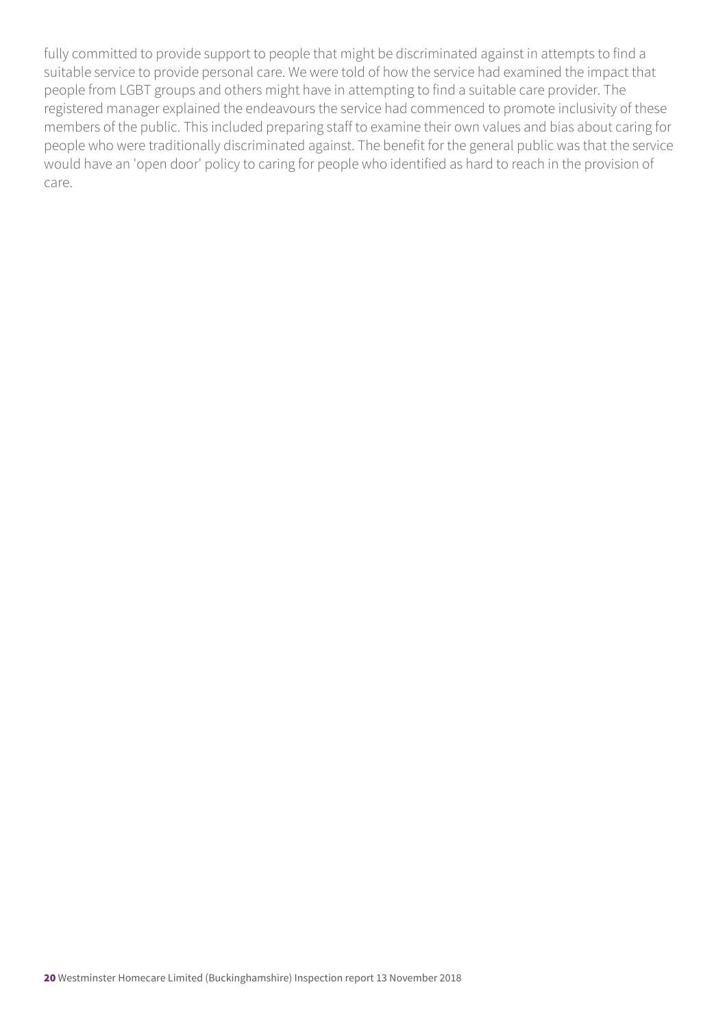fully committed to provide support to people that might be discriminated against in attempts to find a suitable service to provide personal care. We were told of how the service had examined the impact that people from LGBT groups and others might have in attempting to find a suitable care provider. The registered manager explained the endeavours the service had commenced to promote inclusivity of these members of the public. This included preparing staff to examine their own values and bias about caring for people who were traditionally discriminated against. The benefit for the general public was that the service would have an 'open door' policy to caring for people who identified as hard to reach in the provision of care.